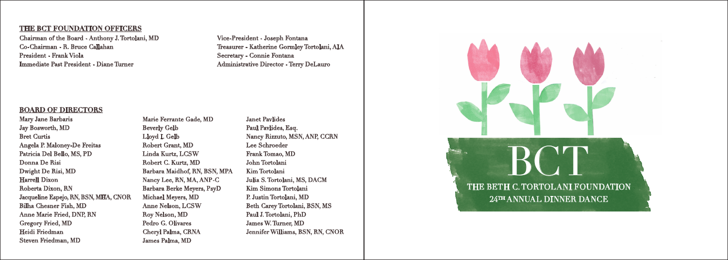## THE BCT FOUNDATION OFFICERS

Chairman of the Board - Anthony J. Tortolani, MD
Co-Chairman - R. Bruce Callahan
President - Frank Viola
Immediate Past President - Diane Turner
Vice-President - Joseph Fontana
Treasurer - Katherine Gormley Tortolani, AIA
Secretary - Connie Fontana
Administrative Director - Terry DeLauro

## BOARD OF DIRECTORS

Mary Jane Barbaris
Jay Bosworth, MD
Bret Curtis
Angela P. Maloney-De Freitas
Patricia Del Bello, MS, PD
Donna De Risi
Dwight De Risi, MD
Harrell Dixon
Roberta Dixon, RN
Jacqueline Espejo, RN, BSN, MHA, CNOR
Bilha Chesner Fish, MD
Anne Marie Fried, DNP, RN
Gregory Fried, MD
Heidi Friedman
Steven Friedman, MD
Marie Ferrante Gade, MD
Beverly Gelb
Lloyd I. Gelb
Robert Grant, MD
Linda Kurtz, LCSW
Robert C. Kurtz, MD
Barbara Maidhof, RN, BSN, MPA
Nancy Lee, RN, MA, ANP-C
Barbara Berke Meyers, PsyD
Michael Meyers, MD
Anne Nelson, LCSW
Roy Nelson, MD
Pedro G. Olivares
Cheryl Palma, CRNA
James Palma, MD
Janet Pavlides
Paul Pavlides, Esq.
Nancy Rizzuto, MSN, ANP, CCRN
Lee Schroeder
Frank Tomao, MD
John Tortolani
Kim Tortolani
Julia S. Tortolani, MS, DACM
Kim Simons Tortolani
P. Justin Tortolani, MD
Beth Carey Tortolani, BSN, MS
Paul J. Tortolani, PhD
James W. Turner, MD
Jennifer Williams, BSN, RN, CNOR

# BCT

THE BETH C. TORTOLANI FOUNDATION
24TH ANNUAL DINNER DANCE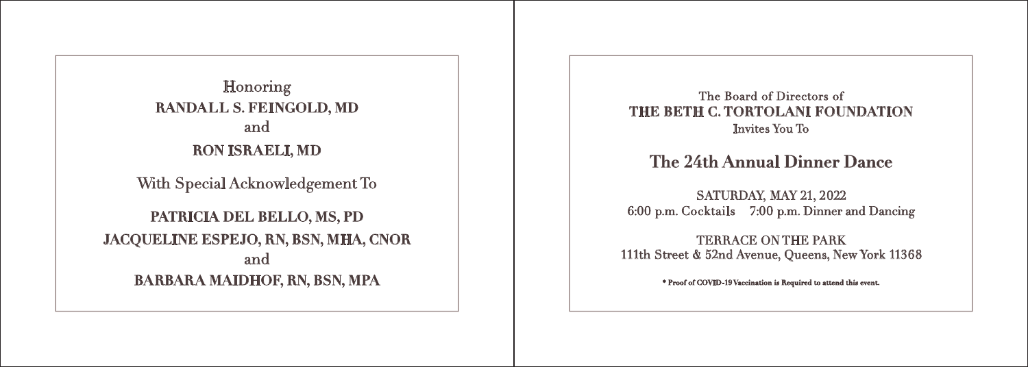Honoring

**RANDALL S. FEINGOLD, MD**

and

**RON ISRAELI, MD**

With Special Acknowledgement To

**PATRICIA DEL BELLO, MS, PD**

**JACQUELINE ESPEJO, RN, BSN, MHA, CNOR**

and

**BARBARA MAIDHOF, RN, BSN, MPA**

The Board of Directors of

**THE BETH C. TORTOLANI FOUNDATION**

Invites You To

## The 24th Annual Dinner Dance

SATURDAY, MAY 21, 2022

6:00 p.m. Cocktails 7:00 p.m. Dinner and Dancing

TERRACE ON THE PARK

111th Street & 52nd Avenue, Queens, New York 11368

**\* Proof of COVID-19 Vaccination is Required to attend this event.**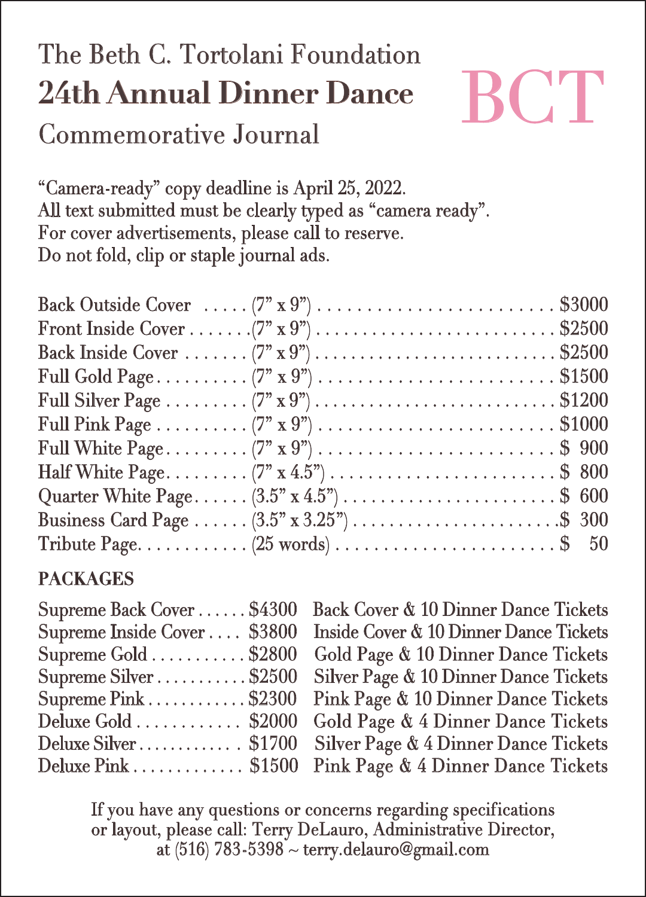# The Beth C. Tortolani Foundation

## 24th Annual Dinner Dance

### Commemorative Journal

BCT

"Camera-ready" copy deadline is April 25, 2022.
All text submitted must be clearly typed as "camera ready".
For cover advertisements, please call to reserve.
Do not fold, clip or staple journal ads.

| Ad | Size | Price |
|---|---|---|
| Back Outside Cover | (7" x 9") | $3000 |
| Front Inside Cover | (7" x 9") | $2500 |
| Back Inside Cover | (7" x 9") | $2500 |
| Full Gold Page | (7" x 9") | $1500 |
| Full Silver Page | (7" x 9") | $1200 |
| Full Pink Page | (7" x 9") | $1000 |
| Full White Page | (7" x 9") | $ 900 |
| Half White Page | (7" x 4.5") | $ 800 |
| Quarter White Page | (3.5" x 4.5") | $ 600 |
| Business Card Page | (3.5" x 3.25") | $ 300 |
| Tribute Page | (25 words) | $ 50 |

**PACKAGES**

| Package | Price | Includes |
|---|---|---|
| Supreme Back Cover | $4300 | Back Cover & 10 Dinner Dance Tickets |
| Supreme Inside Cover | $3800 | Inside Cover & 10 Dinner Dance Tickets |
| Supreme Gold | $2800 | Gold Page & 10 Dinner Dance Tickets |
| Supreme Silver | $2500 | Silver Page & 10 Dinner Dance Tickets |
| Supreme Pink | $2300 | Pink Page & 10 Dinner Dance Tickets |
| Deluxe Gold | $2000 | Gold Page & 4 Dinner Dance Tickets |
| Deluxe Silver | $1700 | Silver Page & 4 Dinner Dance Tickets |
| Deluxe Pink | $1500 | Pink Page & 4 Dinner Dance Tickets |

If you have any questions or concerns regarding specifications or layout, please call: Terry DeLauro, Administrative Director, at (516) 783-5398 ~ terry.delauro@gmail.com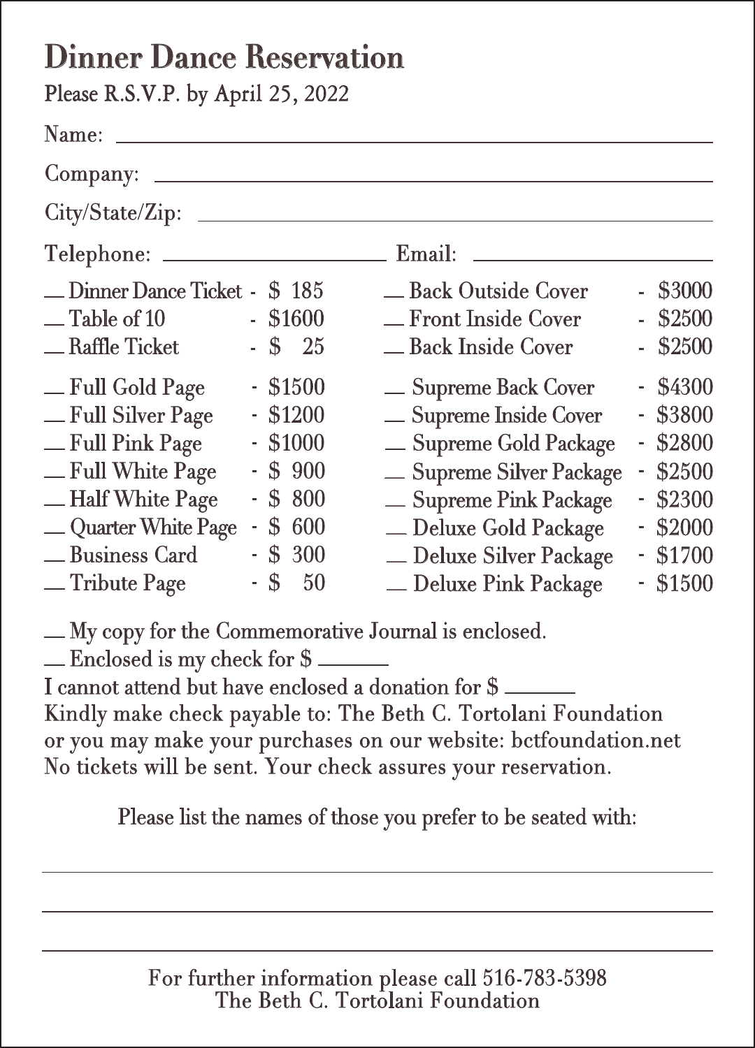# Dinner Dance Reservation

Please R.S.V.P. by April 25, 2022

Name: ____________________________________________

Company: ____________________________________________

City/State/Zip: ____________________________________________

Telephone: ______________________ Email: ______________________

| | | | |
|---|---|---|---|
| __ Dinner Dance Ticket | - $ 185 | __ Back Outside Cover | - $3000 |
| __ Table of 10 | - $1600 | __ Front Inside Cover | - $2500 |
| __ Raffle Ticket | - $ 25 | __ Back Inside Cover | - $2500 |
| __ Full Gold Page | - $1500 | __ Supreme Back Cover | - $4300 |
| __ Full Silver Page | - $1200 | __ Supreme Inside Cover | - $3800 |
| __ Full Pink Page | - $1000 | __ Supreme Gold Package | - $2800 |
| __ Full White Page | - $ 900 | __ Supreme Silver Package | - $2500 |
| __ Half White Page | - $ 800 | __ Supreme Pink Package | - $2300 |
| __ Quarter White Page | - $ 600 | __ Deluxe Gold Package | - $2000 |
| __ Business Card | - $ 300 | __ Deluxe Silver Package | - $1700 |
| __ Tribute Page | - $ 50 | __ Deluxe Pink Package | - $1500 |

__ My copy for the Commemorative Journal is enclosed.

__ Enclosed is my check for $ ______

I cannot attend but have enclosed a donation for $ ______

Kindly make check payable to: The Beth C. Tortolani Foundation
or you may make your purchases on our website: bctfoundation.net
No tickets will be sent. Your check assures your reservation.

Please list the names of those you prefer to be seated with:

____________________________________________

____________________________________________

____________________________________________

For further information please call 516-783-5398
The Beth C. Tortolani Foundation